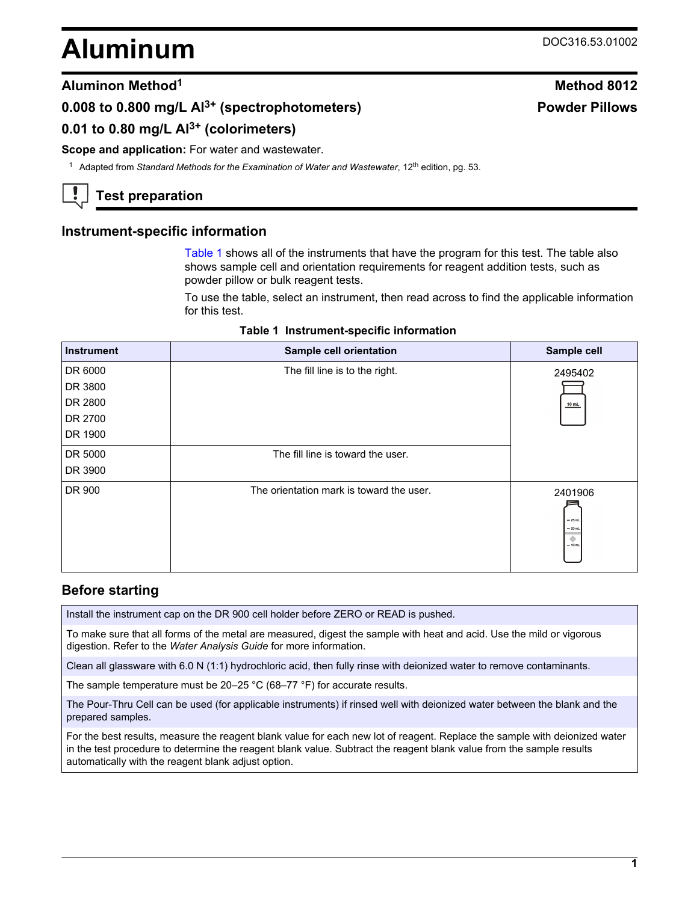# Aluminum

DOC316.53.01002

## Aluminon Method[1] — Method 8012

## $0.008$ to $0.800$ mg/L $Al^{3+}$ (spectrophotometers) — Powder Pillows

## $0.01$ to $0.80$ mg/L $Al^{3+}$ (colorimeters)

**Scope and application:** For water and wastewater.

[1] Adapted from *Standard Methods for the Examination of Water and Wastewater*, 12th edition, pg. 53.

## Test preparation

### Instrument-specific information

Table 1 shows all of the instruments that have the program for this test. The table also shows sample cell and orientation requirements for reagent addition tests, such as powder pillow or bulk reagent tests.

To use the table, select an instrument, then read across to find the applicable information for this test.

**Table 1 Instrument-specific information**

| Instrument | Sample cell orientation | Sample cell |
|---|---|---|
| DR 6000<br>DR 3800<br>DR 2800<br>DR 2700<br>DR 1900 | The fill line is to the right. | 2495402 |
| DR 5000<br>DR 3900 | The fill line is toward the user. | 2495402 |
| DR 900 | The orientation mark is toward the user. | 2401906 |

### Before starting

Install the instrument cap on the DR 900 cell holder before ZERO or READ is pushed.

To make sure that all forms of the metal are measured, digest the sample with heat and acid. Use the mild or vigorous digestion. Refer to the *Water Analysis Guide* for more information.

Clean all glassware with 6.0 N (1:1) hydrochloric acid, then fully rinse with deionized water to remove contaminants.

The sample temperature must be 20–25 °C (68–77 °F) for accurate results.

The Pour-Thru Cell can be used (for applicable instruments) if rinsed well with deionized water between the blank and the prepared samples.

For the best results, measure the reagent blank value for each new lot of reagent. Replace the sample with deionized water in the test procedure to determine the reagent blank value. Subtract the reagent blank value from the sample results automatically with the reagent blank adjust option.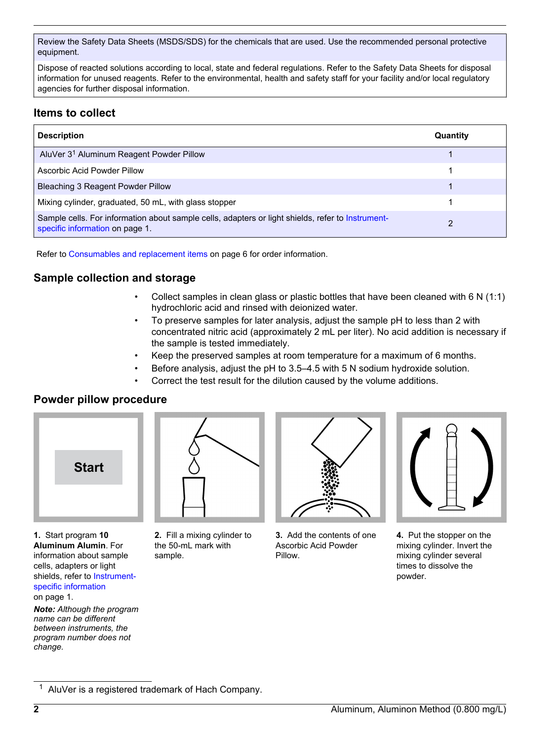Review the Safety Data Sheets (MSDS/SDS) for the chemicals that are used. Use the recommended personal protective equipment.

Dispose of reacted solutions according to local, state and federal regulations. Refer to the Safety Data Sheets for disposal information for unused reagents. Refer to the environmental, health and safety staff for your facility and/or local regulatory agencies for further disposal information.

## Items to collect

| Description | Quantity |
| --- | --- |
| AluVer 3[1] Aluminum Reagent Powder Pillow | 1 |
| Ascorbic Acid Powder Pillow | 1 |
| Bleaching 3 Reagent Powder Pillow | 1 |
| Mixing cylinder, graduated, 50 mL, with glass stopper | 1 |
| Sample cells. For information about sample cells, adapters or light shields, refer to Instrument-specific information on page 1. | 2 |

Refer to Consumables and replacement items on page 6 for order information.

## Sample collection and storage

- Collect samples in clean glass or plastic bottles that have been cleaned with 6 N (1:1) hydrochloric acid and rinsed with deionized water.
- To preserve samples for later analysis, adjust the sample pH to less than 2 with concentrated nitric acid (approximately 2 mL per liter). No acid addition is necessary if the sample is tested immediately.
- Keep the preserved samples at room temperature for a maximum of 6 months.
- Before analysis, adjust the pH to 3.5–4.5 with 5 N sodium hydroxide solution.
- Correct the test result for the dilution caused by the volume additions.

## Powder pillow procedure

**1.** Start program **10 Aluminum Alumin**. For information about sample cells, adapters or light shields, refer to Instrument-specific information on page 1.

***Note:*** *Although the program name can be different between instruments, the program number does not change.*

**2.** Fill a mixing cylinder to the 50-mL mark with sample.

**3.** Add the contents of one Ascorbic Acid Powder Pillow.

**4.** Put the stopper on the mixing cylinder. Invert the mixing cylinder several times to dissolve the powder.

[1] AluVer is a registered trademark of Hach Company.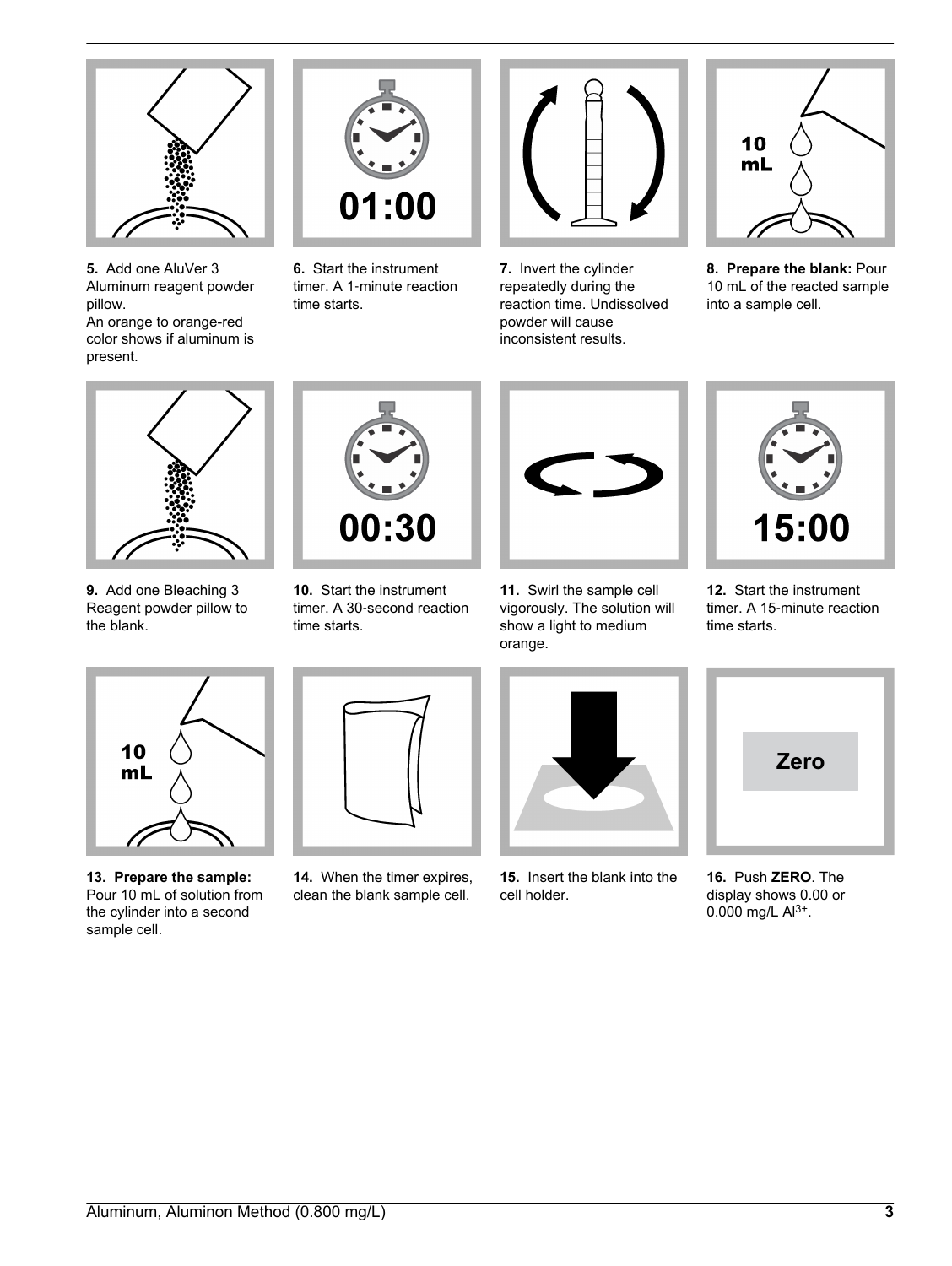**5.** Add one AluVer 3 Aluminum reagent powder pillow.
An orange to orange-red color shows if aluminum is present.

**6.** Start the instrument timer. A 1-minute reaction time starts.

**7.** Invert the cylinder repeatedly during the reaction time. Undissolved powder will cause inconsistent results.

**8. Prepare the blank:** Pour 10 mL of the reacted sample into a sample cell.

**9.** Add one Bleaching 3 Reagent powder pillow to the blank.

**10.** Start the instrument timer. A 30-second reaction time starts.

**11.** Swirl the sample cell vigorously. The solution will show a light to medium orange.

**12.** Start the instrument timer. A 15-minute reaction time starts.

**13. Prepare the sample:** Pour 10 mL of solution from the cylinder into a second sample cell.

**14.** When the timer expires, clean the blank sample cell.

**15.** Insert the blank into the cell holder.

**16.** Push **ZERO**. The display shows 0.00 or 0.000 mg/L $Al^{3+}$.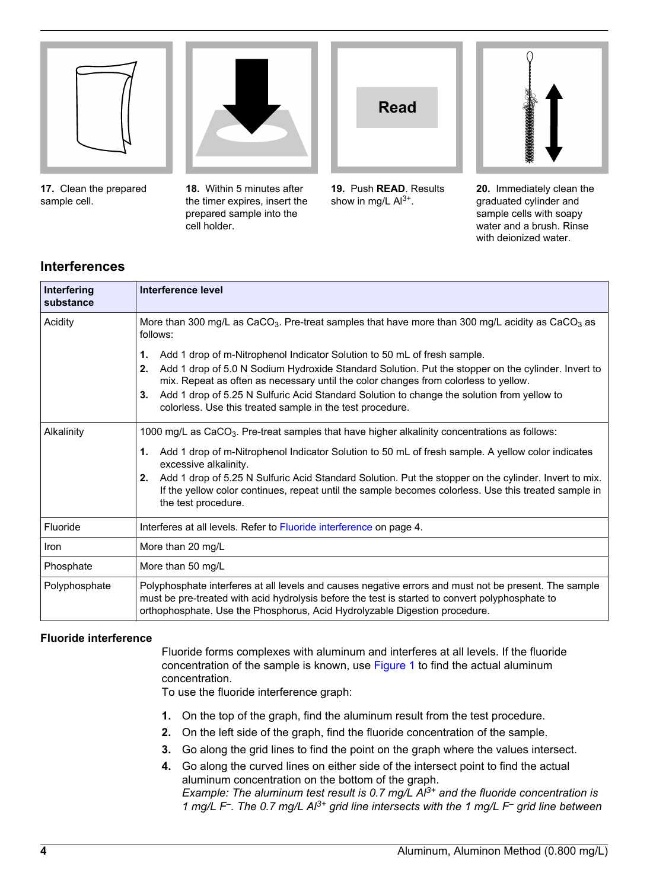**17.** Clean the prepared sample cell.

**18.** Within 5 minutes after the timer expires, insert the prepared sample into the cell holder.

**19.** Push **READ**. Results show in mg/L $Al^{3+}$.

**20.** Immediately clean the graduated cylinder and sample cells with soapy water and a brush. Rinse with deionized water.

## Interferences

| Interfering substance | Interference level |
|---|---|
| Acidity | More than 300 mg/L as $CaCO_3$. Pre-treat samples that have more than 300 mg/L acidity as $CaCO_3$ as follows: **1.** Add 1 drop of m-Nitrophenol Indicator Solution to 50 mL of fresh sample. **2.** Add 1 drop of 5.0 N Sodium Hydroxide Standard Solution. Put the stopper on the cylinder. Invert to mix. Repeat as often as necessary until the color changes from colorless to yellow. **3.** Add 1 drop of 5.25 N Sulfuric Acid Standard Solution to change the solution from yellow to colorless. Use this treated sample in the test procedure. |
| Alkalinity | 1000 mg/L as $CaCO_3$. Pre-treat samples that have higher alkalinity concentrations as follows: **1.** Add 1 drop of m-Nitrophenol Indicator Solution to 50 mL of fresh sample. A yellow color indicates excessive alkalinity. **2.** Add 1 drop of 5.25 N Sulfuric Acid Standard Solution. Put the stopper on the cylinder. Invert to mix. If the yellow color continues, repeat until the sample becomes colorless. Use this treated sample in the test procedure. |
| Fluoride | Interferes at all levels. Refer to Fluoride interference on page 4. |
| Iron | More than 20 mg/L |
| Phosphate | More than 50 mg/L |
| Polyphosphate | Polyphosphate interferes at all levels and causes negative errors and must not be present. The sample must be pre-treated with acid hydrolysis before the test is started to convert polyphosphate to orthophosphate. Use the Phosphorus, Acid Hydrolyzable Digestion procedure. |

### Fluoride interference

Fluoride forms complexes with aluminum and interferes at all levels. If the fluoride concentration of the sample is known, use Figure 1 to find the actual aluminum concentration.
To use the fluoride interference graph:

1. On the top of the graph, find the aluminum result from the test procedure.
2. On the left side of the graph, find the fluoride concentration of the sample.
3. Go along the grid lines to find the point on the graph where the values intersect.
4. Go along the curved lines on either side of the intersect point to find the actual aluminum concentration on the bottom of the graph.
*Example: The aluminum test result is 0.7 mg/L $Al^{3+}$ and the fluoride concentration is 1 mg/L $F^{-}$. The 0.7 mg/L $Al^{3+}$ grid line intersects with the 1 mg/L $F^{-}$ grid line between*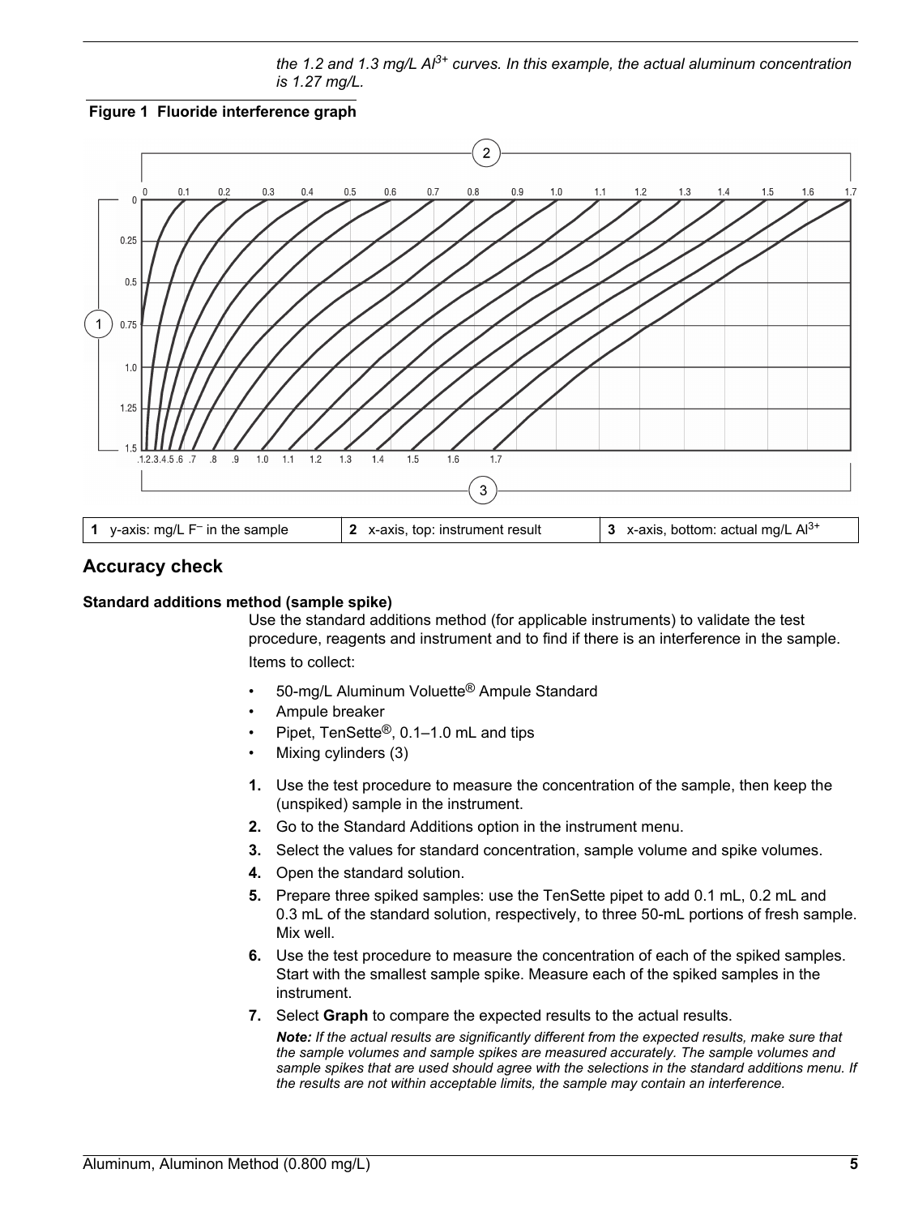*the 1.2 and 1.3 mg/L $Al^{3+}$ curves. In this example, the actual aluminum concentration is 1.27 mg/L.*

**Figure 1 Fluoride interference graph**

| 1 y-axis: mg/L $F^-$ in the sample | 2 x-axis, top: instrument result | 3 x-axis, bottom: actual mg/L $Al^{3+}$ |
|---|---|---|

## Accuracy check

### Standard additions method (sample spike)

Use the standard additions method (for applicable instruments) to validate the test procedure, reagents and instrument and to find if there is an interference in the sample.

Items to collect:

- 50-mg/L Aluminum Voluette® Ampule Standard
- Ampule breaker
- Pipet, TenSette®, 0.1–1.0 mL and tips
- Mixing cylinders (3)

1. Use the test procedure to measure the concentration of the sample, then keep the (unspiked) sample in the instrument.
2. Go to the Standard Additions option in the instrument menu.
3. Select the values for standard concentration, sample volume and spike volumes.
4. Open the standard solution.
5. Prepare three spiked samples: use the TenSette pipet to add 0.1 mL, 0.2 mL and 0.3 mL of the standard solution, respectively, to three 50-mL portions of fresh sample. Mix well.
6. Use the test procedure to measure the concentration of each of the spiked samples. Start with the smallest sample spike. Measure each of the spiked samples in the instrument.
7. Select **Graph** to compare the expected results to the actual results.

   ***Note:*** *If the actual results are significantly different from the expected results, make sure that the sample volumes and sample spikes are measured accurately. The sample volumes and sample spikes that are used should agree with the selections in the standard additions menu. If the results are not within acceptable limits, the sample may contain an interference.*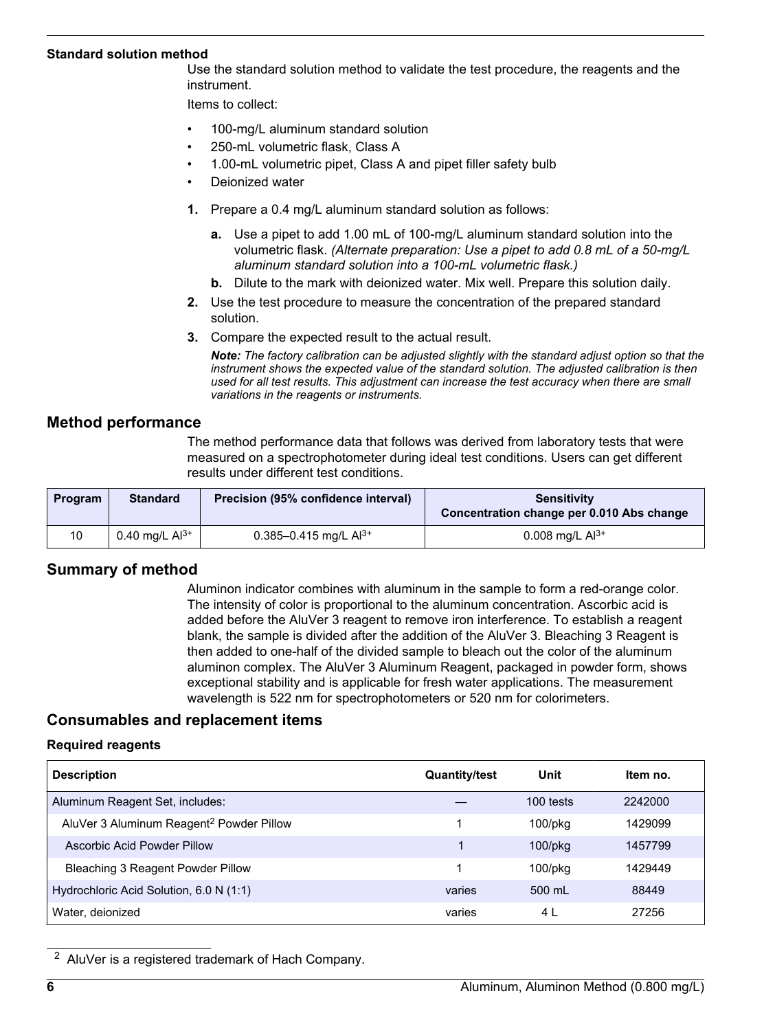### Standard solution method

Use the standard solution method to validate the test procedure, the reagents and the instrument.

Items to collect:

- 100-mg/L aluminum standard solution
- 250-mL volumetric flask, Class A
- 1.00-mL volumetric pipet, Class A and pipet filler safety bulb
- Deionized water

1. Prepare a 0.4 mg/L aluminum standard solution as follows:
   a. Use a pipet to add 1.00 mL of 100-mg/L aluminum standard solution into the volumetric flask. *(Alternate preparation: Use a pipet to add 0.8 mL of a 50-mg/L aluminum standard solution into a 100-mL volumetric flask.)*
   b. Dilute to the mark with deionized water. Mix well. Prepare this solution daily.
2. Use the test procedure to measure the concentration of the prepared standard solution.
3. Compare the expected result to the actual result.

   ***Note:*** *The factory calibration can be adjusted slightly with the standard adjust option so that the instrument shows the expected value of the standard solution. The adjusted calibration is then used for all test results. This adjustment can increase the test accuracy when there are small variations in the reagents or instruments.*

## Method performance

The method performance data that follows was derived from laboratory tests that were measured on a spectrophotometer during ideal test conditions. Users can get different results under different test conditions.

| Program | Standard | Precision (95% confidence interval) | Sensitivity Concentration change per 0.010 Abs change |
|---|---|---|---|
| 10 | 0.40 mg/L $Al^{3+}$ | 0.385–0.415 mg/L $Al^{3+}$ | 0.008 mg/L $Al^{3+}$ |

## Summary of method

Aluminon indicator combines with aluminum in the sample to form a red-orange color. The intensity of color is proportional to the aluminum concentration. Ascorbic acid is added before the AluVer 3 reagent to remove iron interference. To establish a reagent blank, the sample is divided after the addition of the AluVer 3. Bleaching 3 Reagent is then added to one-half of the divided sample to bleach out the color of the aluminum aluminon complex. The AluVer 3 Aluminum Reagent, packaged in powder form, shows exceptional stability and is applicable for fresh water applications. The measurement wavelength is 522 nm for spectrophotometers or 520 nm for colorimeters.

## Consumables and replacement items

### Required reagents

| Description | Quantity/test | Unit | Item no. |
|---|---|---|---|
| Aluminum Reagent Set, includes: | — | 100 tests | 2242000 |
| AluVer 3 Aluminum Reagent[2] Powder Pillow | 1 | 100/pkg | 1429099 |
| Ascorbic Acid Powder Pillow | 1 | 100/pkg | 1457799 |
| Bleaching 3 Reagent Powder Pillow | 1 | 100/pkg | 1429449 |
| Hydrochloric Acid Solution, 6.0 N (1:1) | varies | 500 mL | 88449 |
| Water, deionized | varies | 4 L | 27256 |

[2] AluVer is a registered trademark of Hach Company.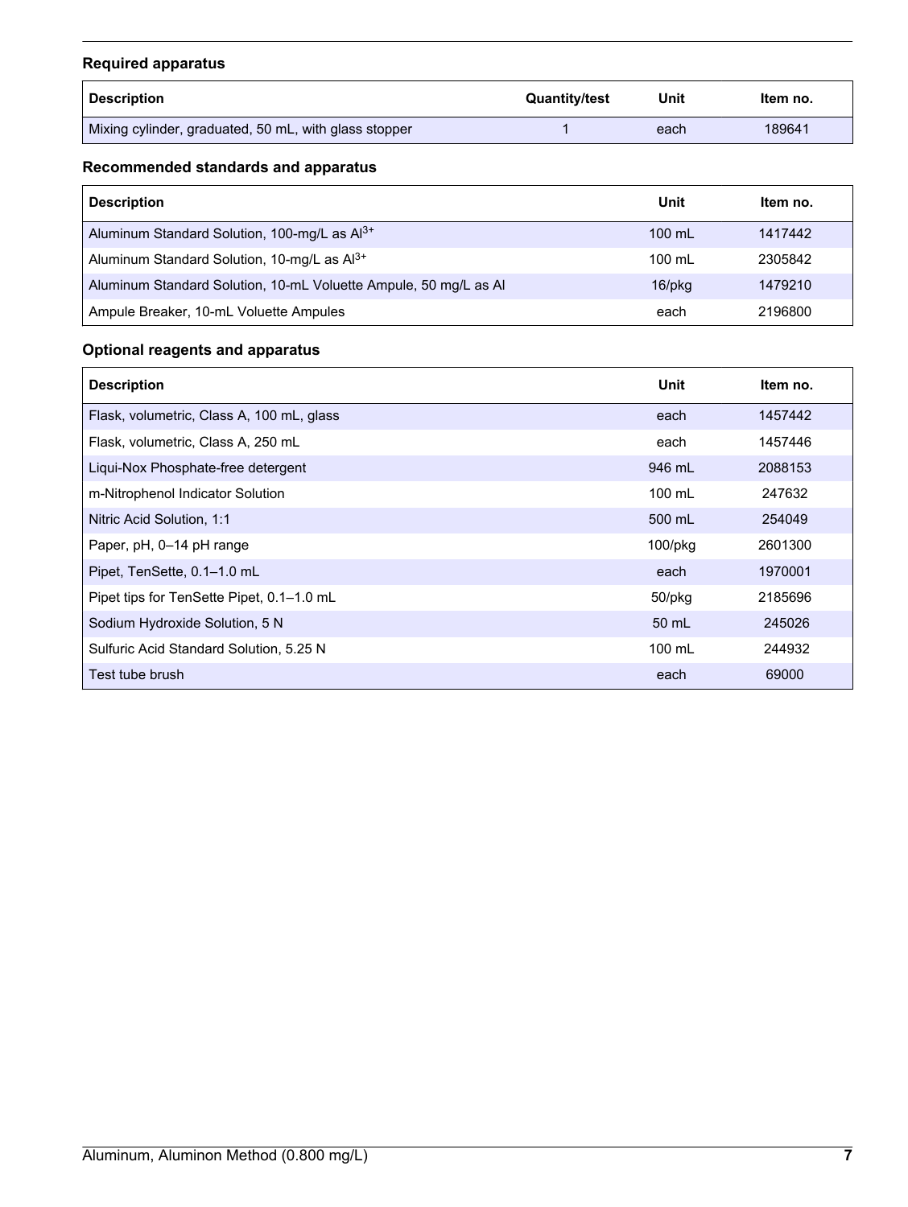### Required apparatus

| Description | Quantity/test | Unit | Item no. |
|---|---|---|---|
| Mixing cylinder, graduated, 50 mL, with glass stopper | 1 | each | 189641 |

### Recommended standards and apparatus

| Description | Unit | Item no. |
|---|---|---|
| Aluminum Standard Solution, 100-mg/L as $Al^{3+}$ | 100 mL | 1417442 |
| Aluminum Standard Solution, 10-mg/L as $Al^{3+}$ | 100 mL | 2305842 |
| Aluminum Standard Solution, 10-mL Voluette Ampule, 50 mg/L as Al | 16/pkg | 1479210 |
| Ampule Breaker, 10-mL Voluette Ampules | each | 2196800 |

### Optional reagents and apparatus

| Description | Unit | Item no. |
|---|---|---|
| Flask, volumetric, Class A, 100 mL, glass | each | 1457442 |
| Flask, volumetric, Class A, 250 mL | each | 1457446 |
| Liqui-Nox Phosphate-free detergent | 946 mL | 2088153 |
| m-Nitrophenol Indicator Solution | 100 mL | 247632 |
| Nitric Acid Solution, 1:1 | 500 mL | 254049 |
| Paper, pH, 0–14 pH range | 100/pkg | 2601300 |
| Pipet, TenSette, 0.1–1.0 mL | each | 1970001 |
| Pipet tips for TenSette Pipet, 0.1–1.0 mL | 50/pkg | 2185696 |
| Sodium Hydroxide Solution, 5 N | 50 mL | 245026 |
| Sulfuric Acid Standard Solution, 5.25 N | 100 mL | 244932 |
| Test tube brush | each | 69000 |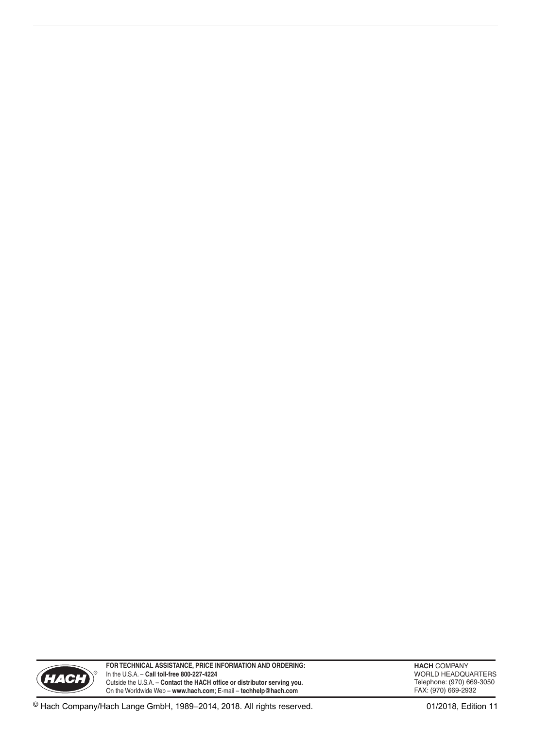**FOR TECHNICAL ASSISTANCE, PRICE INFORMATION AND ORDERING:**
In the U.S.A. – **Call toll-free 800-227-4224**
Outside the U.S.A. – **Contact the HACH office or distributor serving you.**
On the Worldwide Web – **www.hach.com**; E-mail – **techhelp@hach.com**

**HACH** COMPANY
WORLD HEADQUARTERS
Telephone: (970) 669-3050
FAX: (970) 669-2932

© Hach Company/Hach Lange GmbH, 1989–2014, 2018. All rights reserved.

01/2018, Edition 11